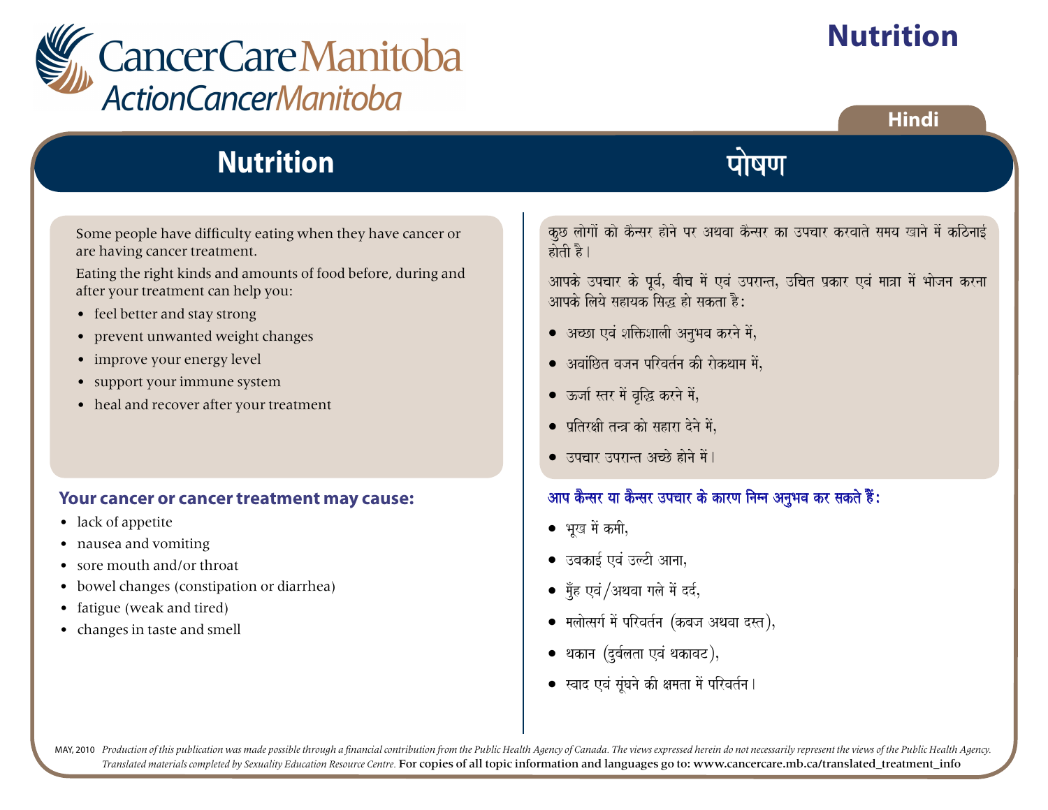CancerCare Manitoba
ActionCancerManitoba

# Nutrition

Hindi

## Nutrition

Some people have difficulty eating when they have cancer or are having cancer treatment.

Eating the right kinds and amounts of food before, during and after your treatment can help you:

- feel better and stay strong
- prevent unwanted weight changes
- improve your energy level
- support your immune system
- heal and recover after your treatment

### Your cancer or cancer treatment may cause:

- lack of appetite
- nausea and vomiting
- sore mouth and/or throat
- bowel changes (constipation or diarrhea)
- fatigue (weak and tired)
- changes in taste and smell

## पोषण

कुछ लोगों को कैन्सर होने पर अथवा कैन्सर का उपचार करवाते समय खाने में कठिनाई होती है।

आपके उपचार के पूर्व, बीच में एवं उपरान्त, उचित प्रकार एवं मात्रा में भोजन करना आपके लिये सहायक सिद्ध हो सकता है:

- अच्छा एवं शक्तिशाली अनुभव करने में,
- अवांछित वजन परिवर्तन की रोकथाम में,
- ऊर्जा स्तर में वृद्धि करने में,
- प्रतिरक्षी तन्त्र को सहारा देने में,
- उपचार उपरान्त अच्छे होने में।

### आप कैन्सर या कैन्सर उपचार के कारण निम्न अनुभव कर सकते हैं:

- भूख में कमी,
- उबकाई एवं उल्टी आना,
- मुँह एवं/अथवा गले में दर्द,
- मलोत्सर्ग में परिवर्तन (कबज अथवा दस्त),
- थकान (दुर्बलता एवं थकावट),
- स्वाद एवं सूंघने की क्षमता में परिवर्तन।

MAY, 2010 *Production of this publication was made possible through a financial contribution from the Public Health Agency of Canada. The views expressed herein do not necessarily represent the views of the Public Health Agency. Translated materials completed by Sexuality Education Resource Centre.* For copies of all topic information and languages go to: www.cancercare.mb.ca/translated_treatment_info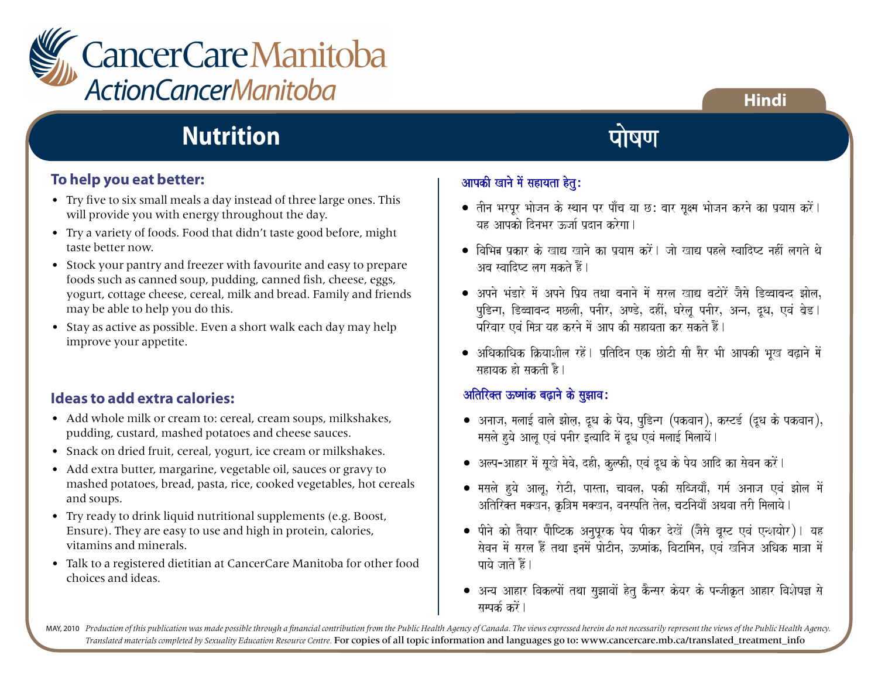CancerCare Manitoba
ActionCancerManitoba

Hindi

# Nutrition

# पोषण

## To help you eat better:

- Try five to six small meals a day instead of three large ones. This will provide you with energy throughout the day.
- Try a variety of foods. Food that didn't taste good before, might taste better now.
- Stock your pantry and freezer with favourite and easy to prepare foods such as canned soup, pudding, canned fish, cheese, eggs, yogurt, cottage cheese, cereal, milk and bread. Family and friends may be able to help you do this.
- Stay as active as possible. Even a short walk each day may help improve your appetite.

## Ideas to add extra calories:

- Add whole milk or cream to: cereal, cream soups, milkshakes, pudding, custard, mashed potatoes and cheese sauces.
- Snack on dried fruit, cereal, yogurt, ice cream or milkshakes.
- Add extra butter, margarine, vegetable oil, sauces or gravy to mashed potatoes, bread, pasta, rice, cooked vegetables, hot cereals and soups.
- Try ready to drink liquid nutritional supplements (e.g. Boost, Ensure). They are easy to use and high in protein, calories, vitamins and minerals.
- Talk to a registered dietitian at CancerCare Manitoba for other food choices and ideas.

## आपकी खाने में सहायता हेतु:

- तीन भरपूर भोजन के स्थान पर पाँच या छ: बार सूक्ष्म भोजन करने का प्रयास करें। यह आपको दिनभर ऊर्जा प्रदान करेगा।
- विभिन्न प्रकार के खाद्य खाने का प्रयास करें। जो खाद्य पहले स्वादिष्ट नहीं लगते थे अब स्वादिष्ट लग सकते हैं।
- अपने भंडारे में अपने प्रिय तथा बनाने में सरल खाद्य बटोरें जैसे डिब्बाबन्द झोल, पुडिन्ग, डिब्बाबन्द मछली, पनीर, अण्डे, दहीं, घरेलू पनीर, अन्न, दूध, एवं ब्रेड। परिवार एवं मित्र यह करने में आप की सहायता कर सकते हैं।
- अधिकाधिक क्रियाशील रहें। प्रतिदिन एक छोटी सी सैर भी आपकी भूख बढ़ाने में सहायक हो सकती है।

## अतिरिक्त ऊष्मांक बढ़ाने के सुझाव:

- अनाज, मलाई वाले झोल, दूध के पेय, पुडिन्ग (पकवान), कस्टर्ड (दूध के पकवान), मसले हुये आलू एवं पनीर इत्यादि में दूध एवं मलाई मिलायें।
- अल्प-आहार में सूखे मेवे, दही, कुल्फी, एवं दूध के पेय आदि का सेवन करें।
- मसले हुये आलू, रोटी, पास्ता, चावल, पकी सब्जियाँ, गर्म अनाज एवं झोल में अतिरिक्त मक्खन, कृत्रिम मक्खन, वनस्पति तेल, चटनियाँ अथवा तरी मिलाये।
- पीने को तैयार पौष्टिक अनुपूरक पेय पीकर देखें (जैसे बूस्ट एवं एन्शयोर)। यह सेवन में सरल हैं तथा इनमें प्रोटीन, ऊष्मांक, विटामिन, एवं खनिज अधिक मात्रा में पाये जाते हैं।
- अन्य आहार विकल्पों तथा सुझावों हेतु कैन्सर केयर के पन्जीकृत आहार विशेषज्ञ से सम्पर्क करें।

MAY, 2010 *Production of this publication was made possible through a financial contribution from the Public Health Agency of Canada. The views expressed herein do not necessarily represent the views of the Public Health Agency. Translated materials completed by Sexuality Education Resource Centre.* For copies of all topic information and languages go to: www.cancercare.mb.ca/translated_treatment_info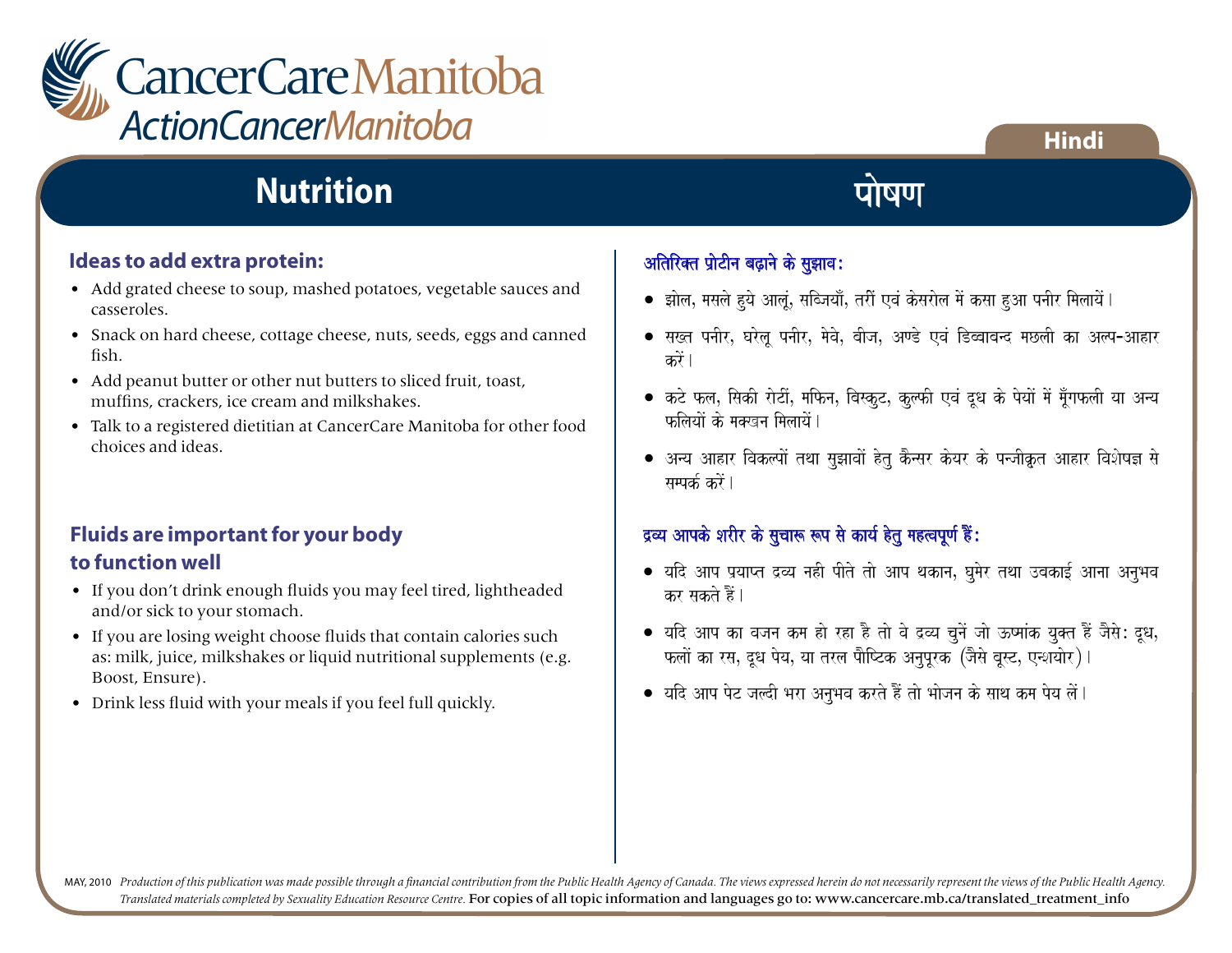CancerCare Manitoba
ActionCancerManitoba

Hindi

# Nutrition

# पोषण

## Ideas to add extra protein:

- Add grated cheese to soup, mashed potatoes, vegetable sauces and casseroles.
- Snack on hard cheese, cottage cheese, nuts, seeds, eggs and canned fish.
- Add peanut butter or other nut butters to sliced fruit, toast, muffins, crackers, ice cream and milkshakes.
- Talk to a registered dietitian at CancerCare Manitoba for other food choices and ideas.

## अतिरिक्त प्रोटीन बढ़ाने के सुझाव:

- झोल, मसले हुये आलूं, सब्जियाँ, तरीं एवं केसरोल में कसा हुआ पनीर मिलायें।
- सख्त पनीर, घरेलू पनीर, मेवे, बीज, अण्डे एवं डिब्बाबन्द मछली का अल्प-आहार करें।
- कटे फल, सिकी रोटीं, मफिन, बिस्कुट, कुल्फी एवं दूध के पेयों में मूँगफली या अन्य फलियों के मक्खन मिलायें।
- अन्य आहार विकल्पों तथा सुझावों हेतु कैन्सर केयर के पन्जीकृत आहार विशेषज्ञ से सम्पर्क करें।

## Fluids are important for your body to function well

- If you don't drink enough fluids you may feel tired, lightheaded and/or sick to your stomach.
- If you are losing weight choose fluids that contain calories such as: milk, juice, milkshakes or liquid nutritional supplements (e.g. Boost, Ensure).
- Drink less fluid with your meals if you feel full quickly.

## द्रव्य आपके शरीर के सुचारू रूप से कार्य हेतु महत्वपूर्ण हैं:

- यदि आप प्रयाप्त द्रव्य नही पीते तो आप थकान, घुमेर तथा उबकाई आना अनुभव कर सकते हैं।
- यदि आप का वजन कम हो रहा है तो वे द्रव्य चुनें जो ऊष्मांक युक्त हैं जैसे: दूध, फलों का रस, दूध पेय, या तरल पौष्टिक अनुपूरक (जैसे बूस्ट, एन्शयोर)।
- यदि आप पेट जल्दी भरा अनुभव करते हैं तो भोजन के साथ कम पेय लें।

MAY, 2010 *Production of this publication was made possible through a financial contribution from the Public Health Agency of Canada. The views expressed herein do not necessarily represent the views of the Public Health Agency. Translated materials completed by Sexuality Education Resource Centre.* For copies of all topic information and languages go to: www.cancercare.mb.ca/translated_treatment_info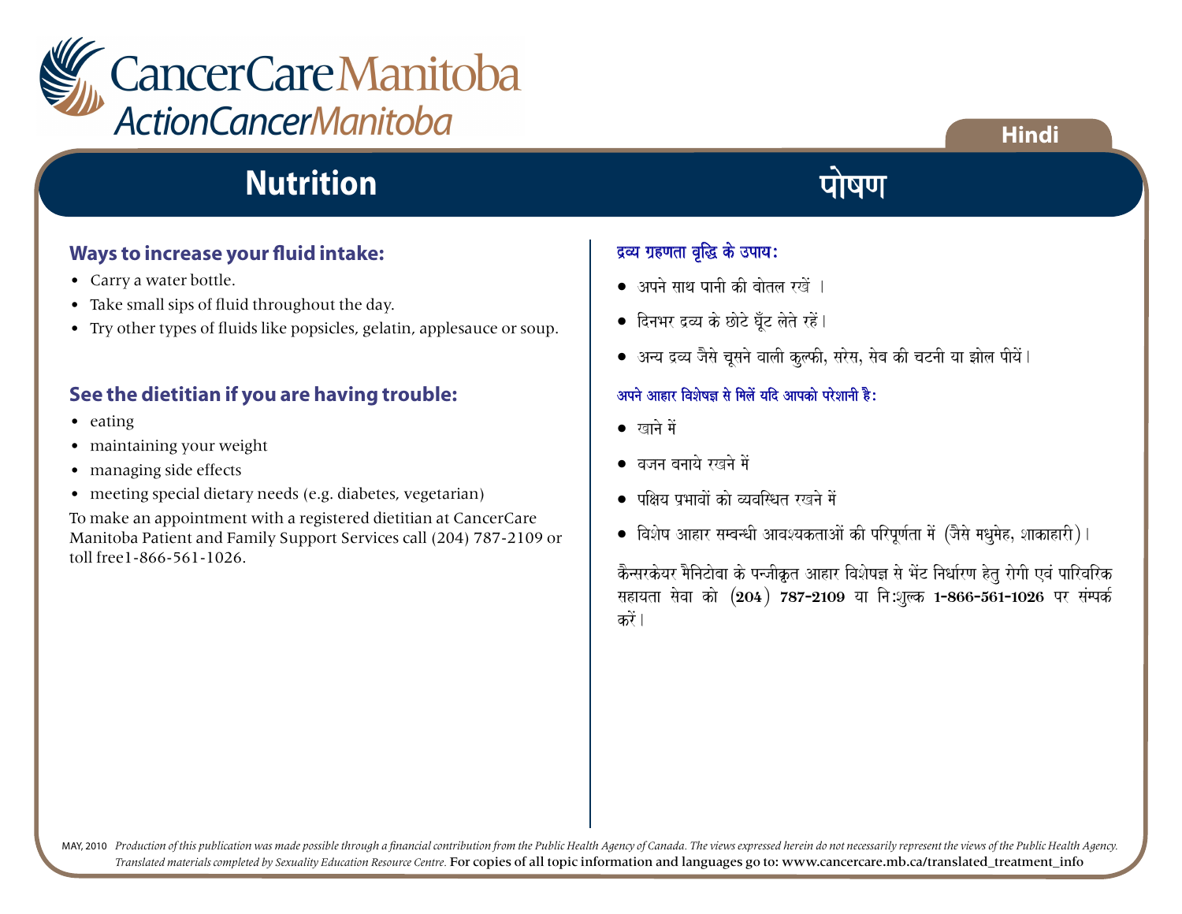CancerCare Manitoba
ActionCancerManitoba

Hindi

# Nutrition

# पोषण

## Ways to increase your fluid intake:

- Carry a water bottle.
- Take small sips of fluid throughout the day.
- Try other types of fluids like popsicles, gelatin, applesauce or soup.

## See the dietitian if you are having trouble:

- eating
- maintaining your weight
- managing side effects
- meeting special dietary needs (e.g. diabetes, vegetarian)

To make an appointment with a registered dietitian at CancerCare Manitoba Patient and Family Support Services call (204) 787-2109 or toll free1-866-561-1026.

## द्रव्य ग्रहणता वृद्धि के उपाय:

- अपने साथ पानी की बोतल रखें ।
- दिनभर द्रव्य के छोटे घूँट लेते रहें।
- अन्य द्रव्य जैसे चूसने वाली कुल्फी, सरेस, सेब की चटनी या झोल पीयें।

## अपने आहार विशेषज्ञ से मिलें यदि आपको परेशानी है:

- खाने में
- वजन बनाये रखने में
- पक्षिय प्रभावों को व्यवस्थित रखने में
- विशेष आहार सम्बन्धी आवश्यकताओं की परिपूर्णता में (जैसे मधुमेह, शाकाहारी)।

कैन्सरकेयर मैनिटोबा के पन्जीकृत आहार विशेषज्ञ से भेंट निर्धारण हेतु रोगी एवं पारिवरिक सहायता सेवा को (204) 787-2109 या नि:शुल्क 1-866-561-1026 पर संम्पर्क करें।

MAY, 2010 *Production of this publication was made possible through a financial contribution from the Public Health Agency of Canada. The views expressed herein do not necessarily represent the views of the Public Health Agency. Translated materials completed by Sexuality Education Resource Centre.* For copies of all topic information and languages go to: www.cancercare.mb.ca/translated_treatment_info